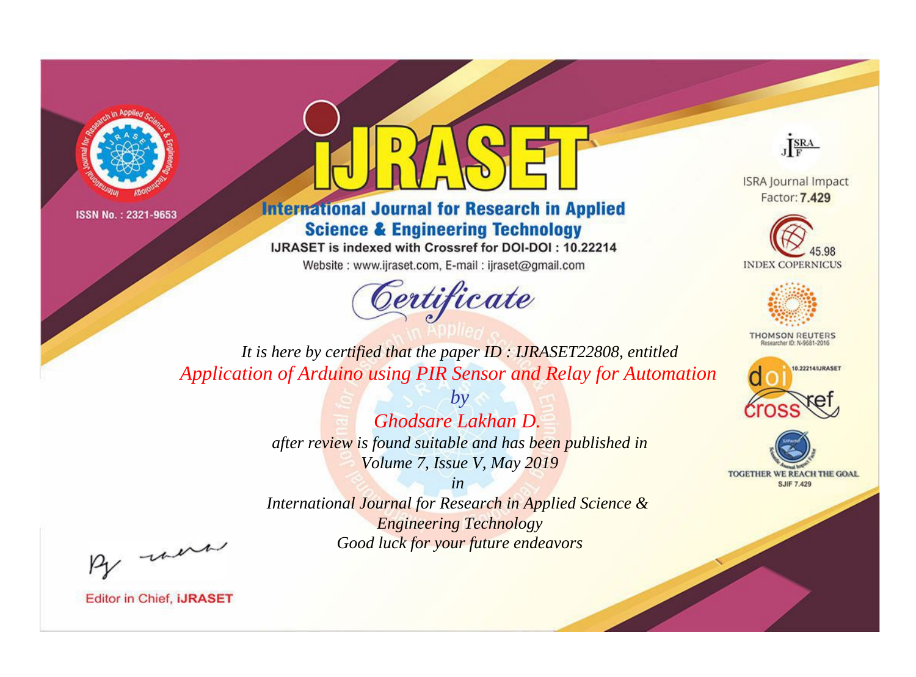ISSN No. : 2321-9653

# IJRASET

## International Journal for Research in Applied Science & Engineering Technology

IJRASET is indexed with Crossref for DOI-DOI : 10.22214

Website : www.ijraset.com, E-mail : ijraset@gmail.com

ISRA Journal Impact Factor: **7.429**

45.98 INDEX COPERNICUS

THOMSON REUTERS Researcher ID: N-9681-2016

10.22214/IJRASET

TOGETHER WE REACH THE GOAL SJIF 7.429

## *Certificate*

*It is here by certified that the paper ID : IJRASET22808, entitled*

*Application of Arduino using PIR Sensor and Relay for Automation*

*by*

*Ghodsare Lakhan D.*

*after review is found suitable and has been published in*

*Volume 7, Issue V, May 2019*

*in*

*International Journal for Research in Applied Science & Engineering Technology*

*Good luck for your future endeavors*

Editor in Chief, **IJRASET**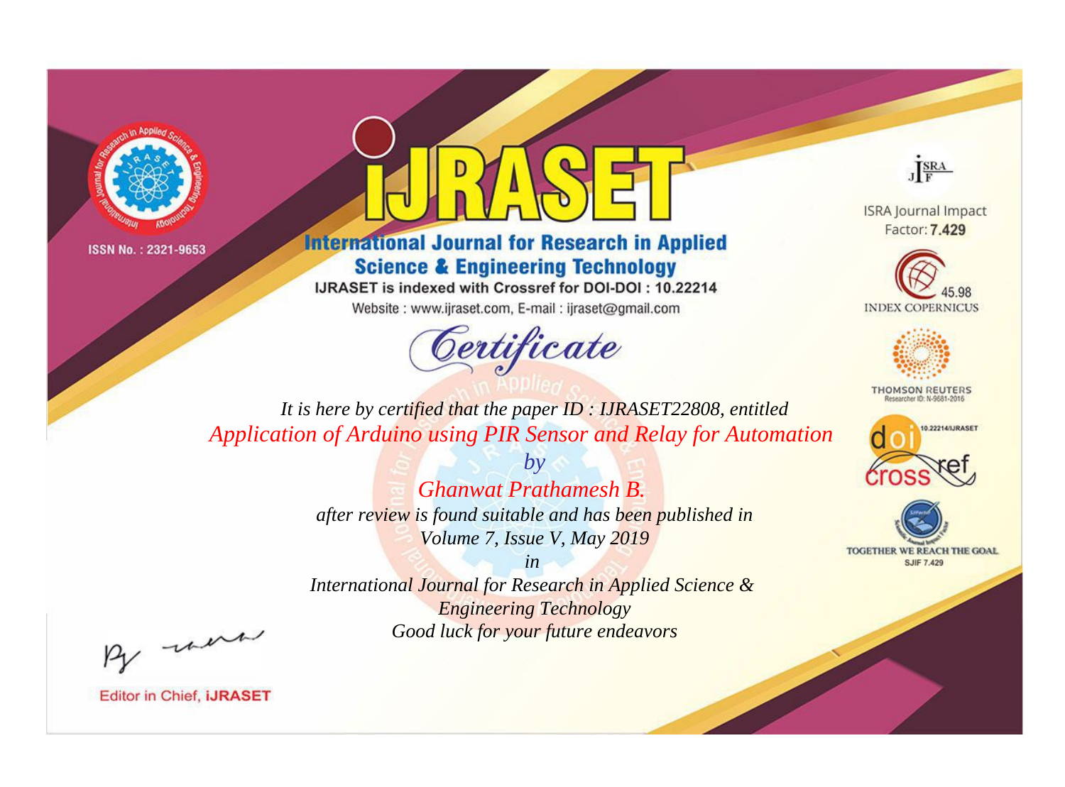ISSN No. : 2321-9653

# iJRASET

## International Journal for Research in Applied Science & Engineering Technology

IJRASET is indexed with Crossref for DOI-DOI : 10.22214

Website : www.ijraset.com, E-mail : ijraset@gmail.com

ISRA Journal Impact Factor: **7.429**

45.98 INDEX COPERNICUS

THOMSON REUTERS Researcher ID: N-9681-2016

10.22214/IJRASET

TOGETHER WE REACH THE GOAL SJIF 7.429

# Certificate

*It is here by certified that the paper ID : IJRASET22808, entitled*

*Application of Arduino using PIR Sensor and Relay for Automation*

*by*

*Ghanwat Prathamesh B.*

*after review is found suitable and has been published in*

*Volume 7, Issue V, May 2019*

*in*

*International Journal for Research in Applied Science & Engineering Technology*

*Good luck for your future endeavors*

Editor in Chief, **iJRASET**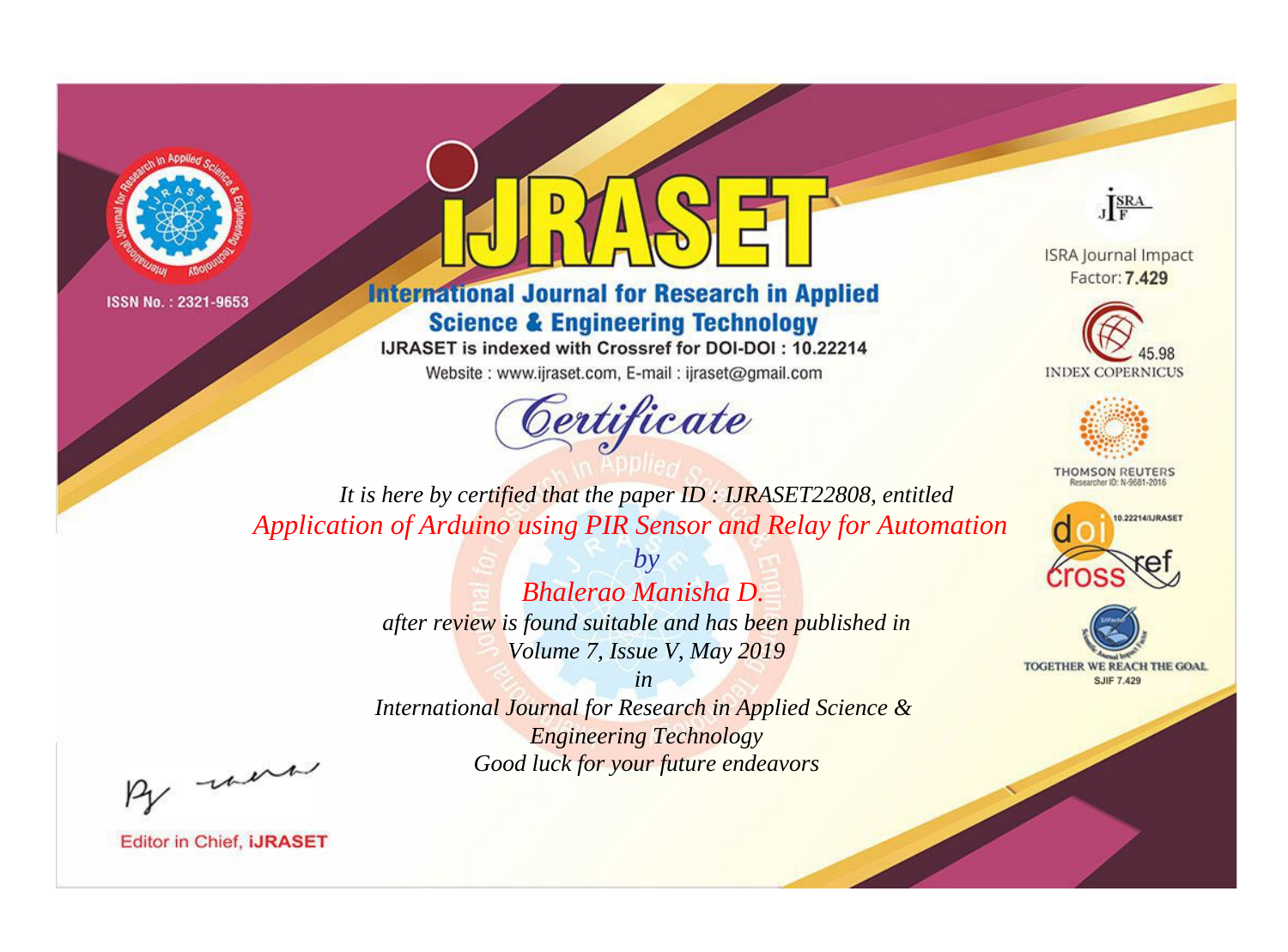ISSN No. : 2321-9653

# IJRASET

## International Journal for Research in Applied Science & Engineering Technology

IJRASET is indexed with Crossref for DOI-DOI : 10.22214

Website : www.ijraset.com, E-mail : ijraset@gmail.com

ISRA Journal Impact Factor: **7.429**

45.98 INDEX COPERNICUS

THOMSON REUTERS Researcher ID: N-9681-2016

10.22214/IJRASET

TOGETHER WE REACH THE GOAL SJIF 7.429

# *Certificate*

*It is here by certified that the paper ID : IJRASET22808, entitled*

*Application of Arduino using PIR Sensor and Relay for Automation*

*by*

*Bhalerao Manisha D.*

*after review is found suitable and has been published in*

*Volume 7, Issue V, May 2019*

*in*

*International Journal for Research in Applied Science & Engineering Technology*

*Good luck for your future endeavors*

Editor in Chief, **iJRASET**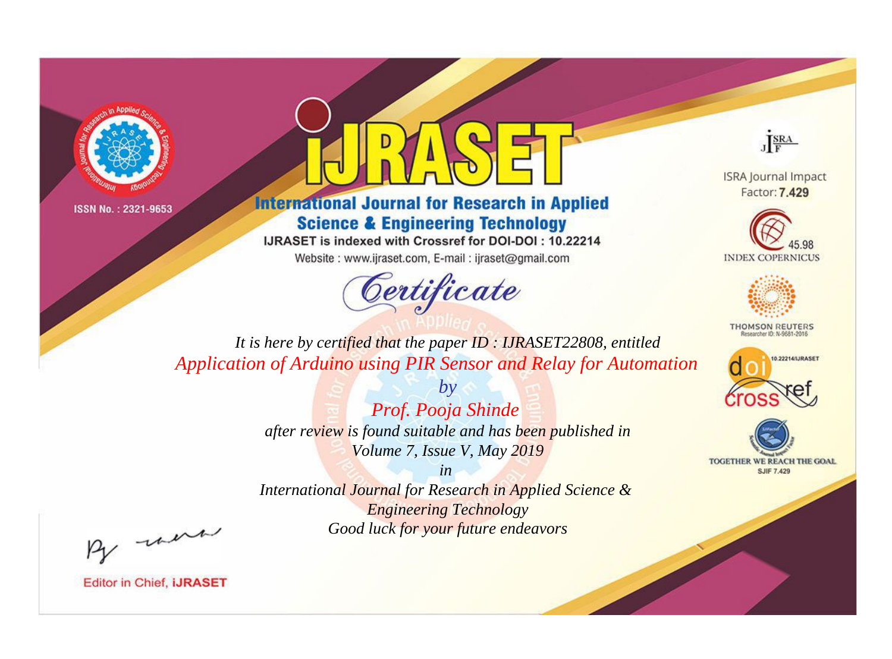ISSN No. : 2321-9653

# IJRASET

## International Journal for Research in Applied Science & Engineering Technology

IJRASET is indexed with Crossref for DOI-DOI : 10.22214

Website : www.ijraset.com, E-mail : ijraset@gmail.com

*Certificate*

*It is here by certified that the paper ID : IJRASET22808, entitled*

*Application of Arduino using PIR Sensor and Relay for Automation*

*by*

*Prof. Pooja Shinde*

*after review is found suitable and has been published in*

*Volume 7, Issue V, May 2019*

*in*

*International Journal for Research in Applied Science & Engineering Technology*

*Good luck for your future endeavors*

ISRA Journal Impact Factor: **7.429**

45.98 INDEX COPERNICUS

THOMSON REUTERS Researcher ID: N-9681-2016

10.22214/IJRASET

TOGETHER WE REACH THE GOAL SJIF 7.429

Editor in Chief, **IJRASET**